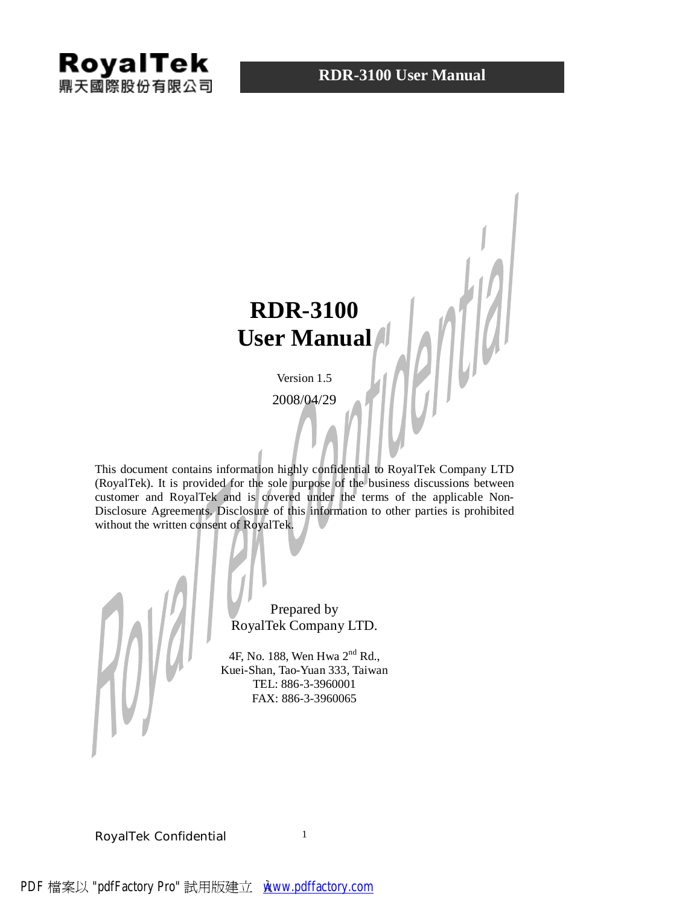# RDR-3100
# User Manual

Version 1.5

2008/04/29

This document contains information highly confidential to RoyalTek Company LTD (RoyalTek). It is provided for the sole purpose of the business discussions between customer and RoyalTek and is covered under the terms of the applicable Non-Disclosure Agreements. Disclosure of this information to other parties is prohibited without the written consent of RoyalTek.

Prepared by
RoyalTek Company LTD.

4F, No. 188, Wen Hwa 2nd Rd.,
Kuei-Shan, Tao-Yuan 333, Taiwan
TEL: 886-3-3960001
FAX: 886-3-3960065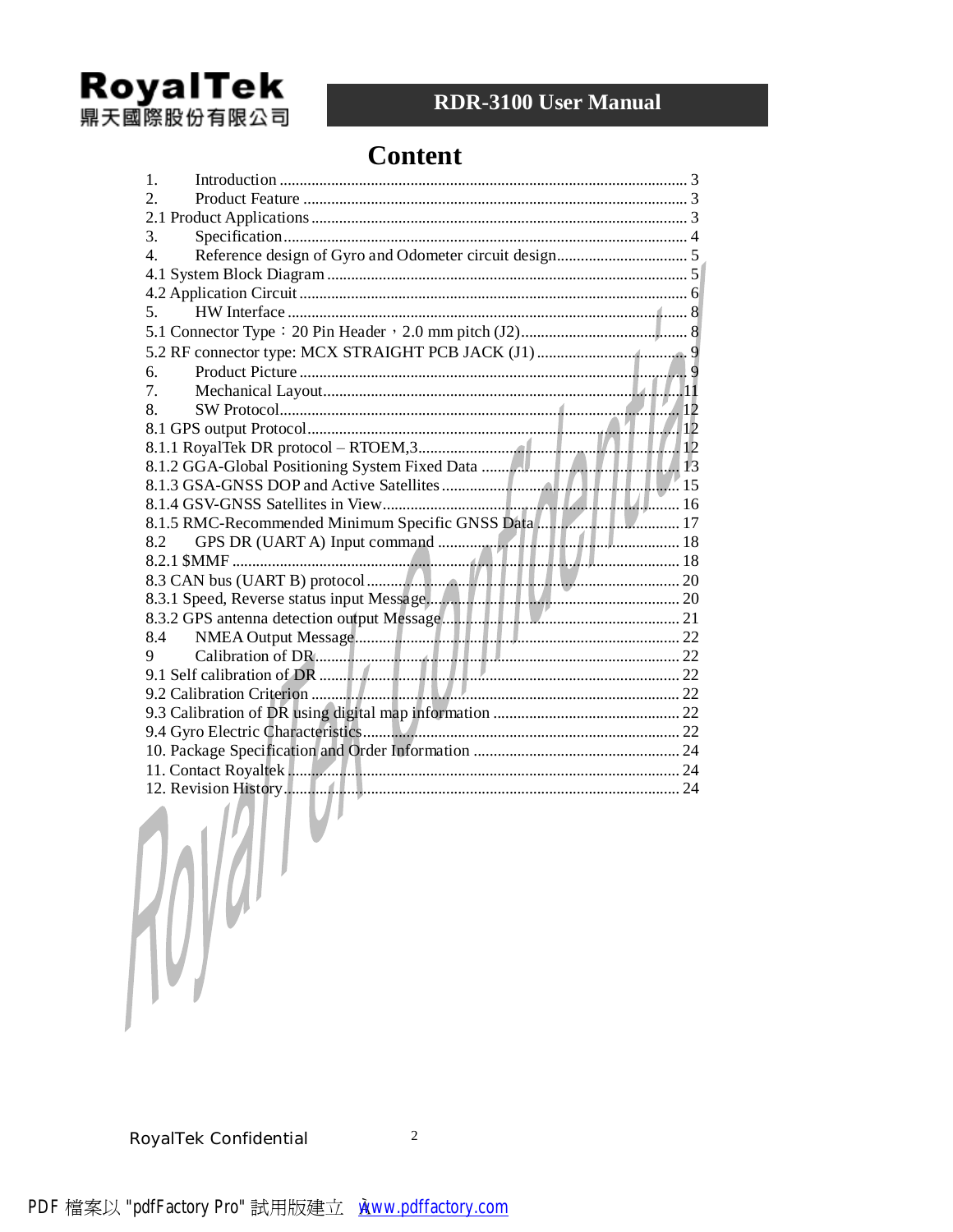# Content

| | |
|---|---|
| 1. Introduction | 3 |
| 2. Product Feature | 3 |
| 2.1 Product Applications | 3 |
| 3. Specification | 4 |
| 4. Reference design of Gyro and Odometer circuit design | 5 |
| 4.1 System Block Diagram | 5 |
| 4.2 Application Circuit | 6 |
| 5. HW Interface | 8 |
| 5.1 Connector Type：20 Pin Header，2.0 mm pitch (J2) | 8 |
| 5.2 RF connector type: MCX STRAIGHT PCB JACK (J1) | 9 |
| 6. Product Picture | 9 |
| 7. Mechanical Layout | 11 |
| 8. SW Protocol | 12 |
| 8.1 GPS output Protocol | 12 |
| 8.1.1 RoyalTek DR protocol – RTOEM,3 | 12 |
| 8.1.2 GGA-Global Positioning System Fixed Data | 13 |
| 8.1.3 GSA-GNSS DOP and Active Satellites | 15 |
| 8.1.4 GSV-GNSS Satellites in View | 16 |
| 8.1.5 RMC-Recommended Minimum Specific GNSS Data | 17 |
| 8.2 GPS DR (UART A) Input command | 18 |
| 8.2.1 $MMF | 18 |
| 8.3 CAN bus (UART B) protocol | 20 |
| 8.3.1 Speed, Reverse status input Message | 20 |
| 8.3.2 GPS antenna detection output Message | 21 |
| 8.4 NMEA Output Message | 22 |
| 9 Calibration of DR | 22 |
| 9.1 Self calibration of DR | 22 |
| 9.2 Calibration Criterion | 22 |
| 9.3 Calibration of DR using digital map information | 22 |
| 9.4 Gyro Electric Characteristics | 22 |
| 10. Package Specification and Order Information | 24 |
| 11. Contact Royaltek | 24 |
| 12. Revision History | 24 |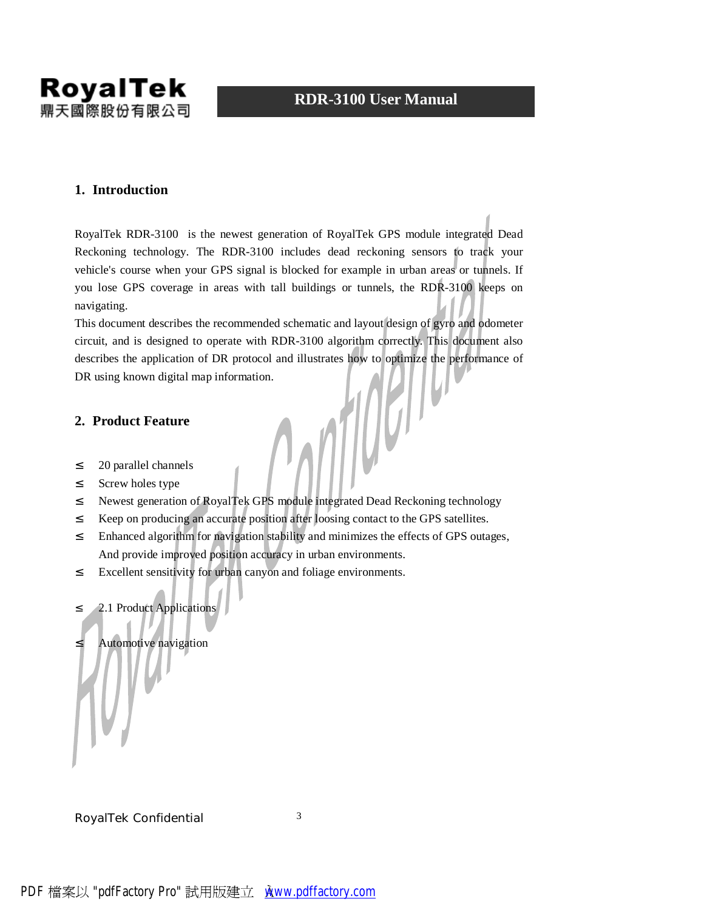## 1. Introduction

RoyalTek RDR-3100 is the newest generation of RoyalTek GPS module integrated Dead Reckoning technology. The RDR-3100 includes dead reckoning sensors to track your vehicle's course when your GPS signal is blocked for example in urban areas or tunnels. If you lose GPS coverage in areas with tall buildings or tunnels, the RDR-3100 keeps on navigating.

This document describes the recommended schematic and layout design of gyro and odometer circuit, and is designed to operate with RDR-3100 algorithm correctly. This document also describes the application of DR protocol and illustrates how to optimize the performance of DR using known digital map information.

## 2. Product Feature

- 20 parallel channels
- Screw holes type
- Newest generation of RoyalTek GPS module integrated Dead Reckoning technology
- Keep on producing an accurate position after loosing contact to the GPS satellites.
- Enhanced algorithm for navigation stability and minimizes the effects of GPS outages, And provide improved position accuracy in urban environments.
- Excellent sensitivity for urban canyon and foliage environments.

- 2.1 Product Applications

- Automotive navigation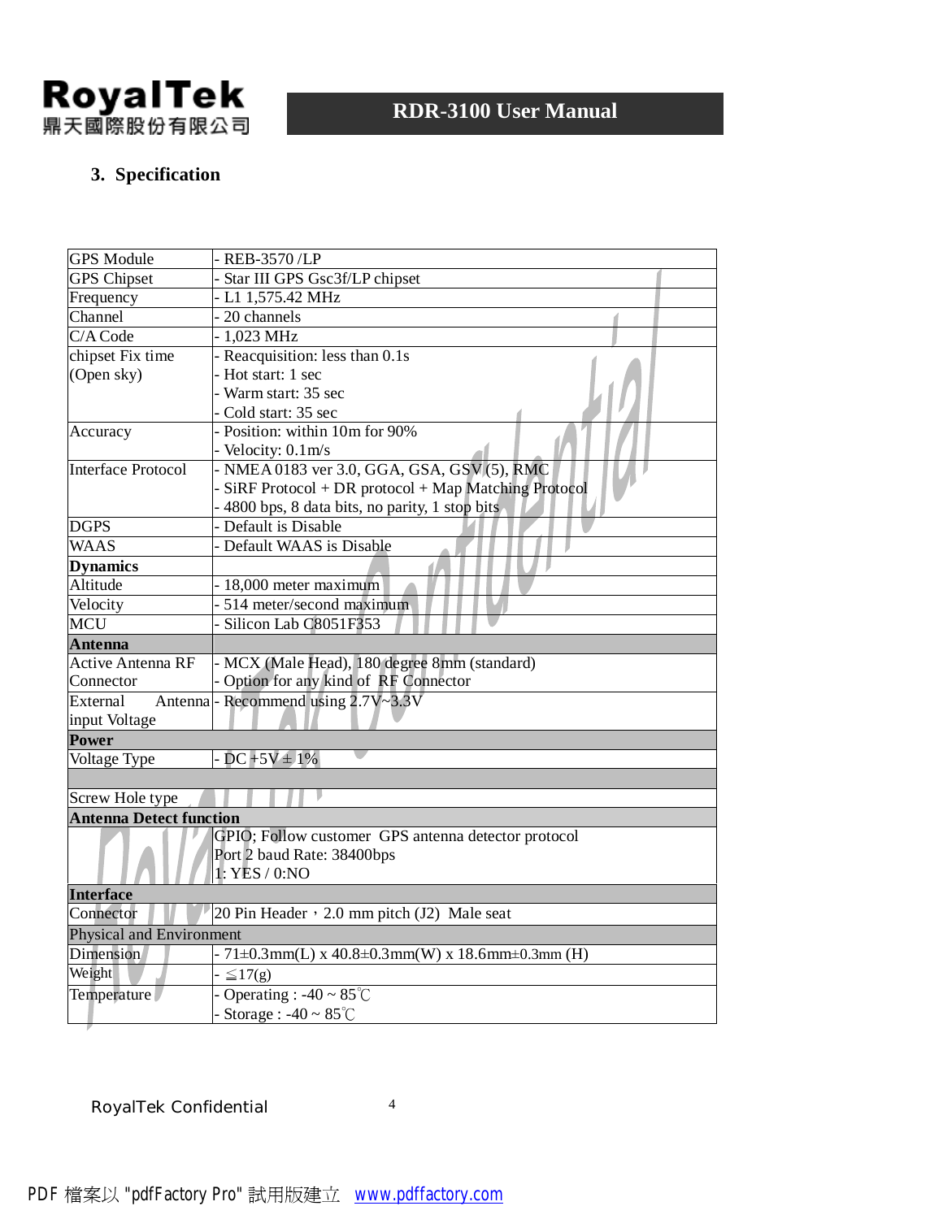## 3. Specification

| | |
|---|---|
| GPS Module | - REB-3570 /LP |
| GPS Chipset | - Star III GPS Gsc3f/LP chipset |
| Frequency | - L1 1,575.42 MHz |
| Channel | - 20 channels |
| C/A Code | - 1,023 MHz |
| chipset Fix time (Open sky) | - Reacquisition: less than 0.1s<br>- Hot start: 1 sec<br>- Warm start: 35 sec<br>- Cold start: 35 sec |
| Accuracy | - Position: within 10m for 90%<br>- Velocity: 0.1m/s |
| Interface Protocol | - NMEA 0183 ver 3.0, GGA, GSA, GSV (5), RMC<br>- SiRF Protocol + DR protocol + Map Matching Protocol<br>- 4800 bps, 8 data bits, no parity, 1 stop bits |
| DGPS | - Default is Disable |
| WAAS | - Default WAAS is Disable |
| **Dynamics** | |
| Altitude | - 18,000 meter maximum |
| Velocity | - 514 meter/second maximum |
| MCU | - Silicon Lab C8051F353 |
| **Antenna** | |
| Active Antenna RF Connector | - MCX (Male Head), 180 degree 8mm (standard)<br>- Option for any kind of RF Connector |
| External Antenna input Voltage | - Recommend using 2.7V~3.3V |
| **Power** | |
| Voltage Type | - DC +5V ± 1% |
| | |
| Screw Hole type | |
| **Antenna Detect function** | |
| | GPIO; Follow customer GPS antenna detector protocol<br>Port 2 baud Rate: 38400bps<br>1: YES / 0:NO |
| **Interface** | |
| Connector | 20 Pin Header，2.0 mm pitch (J2) Male seat |
| Physical and Environment | |
| Dimension | - 71±0.3mm(L) x 40.8±0.3mm(W) x 18.6mm±0.3mm (H) |
| Weight | - ≦17(g) |
| Temperature | - Operating : -40 ~ 85℃<br>- Storage : -40 ~ 85℃ |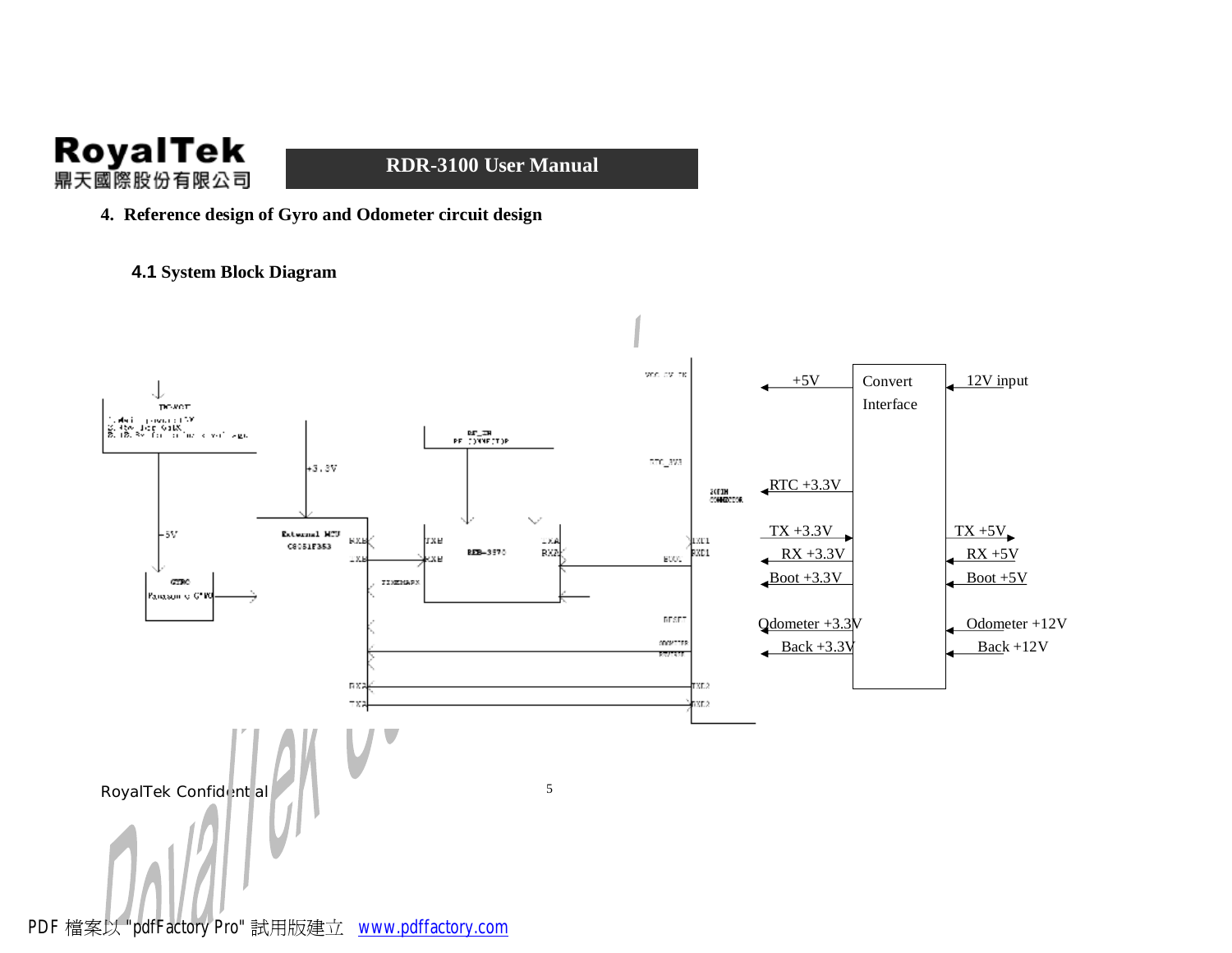## 4. Reference design of Gyro and Odometer circuit design

### 4.1 System Block Diagram

+5V

Convert Interface

12V input

RTC +3.3V

TX +3.3V

TX +5V

RX +3.3V

RX +5V

Boot +3.3V

Boot +5V

Odometer +3.3V

Odometer +12V

Back +3.3V

Back +12V

RoyalTek Confidential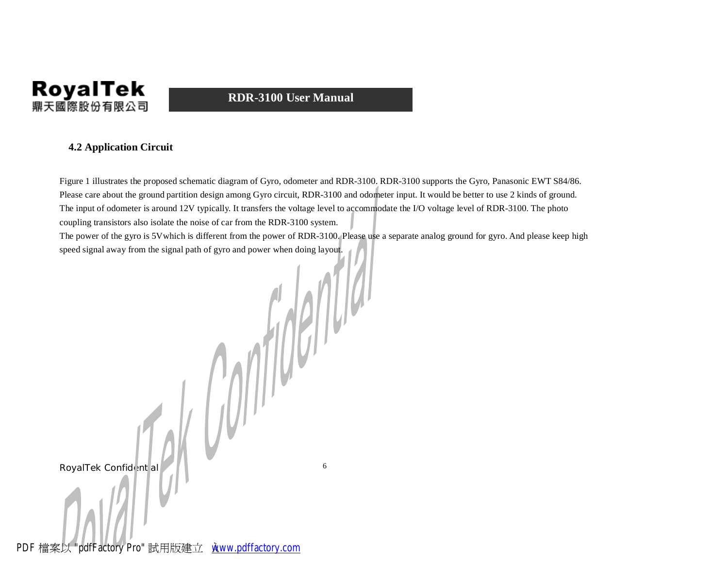### 4.2 Application Circuit

Figure 1 illustrates the proposed schematic diagram of Gyro, odometer and RDR-3100. RDR-3100 supports the Gyro, Panasonic EWT S84/86. Please care about the ground partition design among Gyro circuit, RDR-3100 and odometer input. It would be better to use 2 kinds of ground. The input of odometer is around 12V typically. It transfers the voltage level to accommodate the I/O voltage level of RDR-3100. The photo coupling transistors also isolate the noise of car from the RDR-3100 system.

The power of the gyro is 5Vwhich is different from the power of RDR-3100. Please use a separate analog ground for gyro. And please keep high speed signal away from the signal path of gyro and power when doing layout.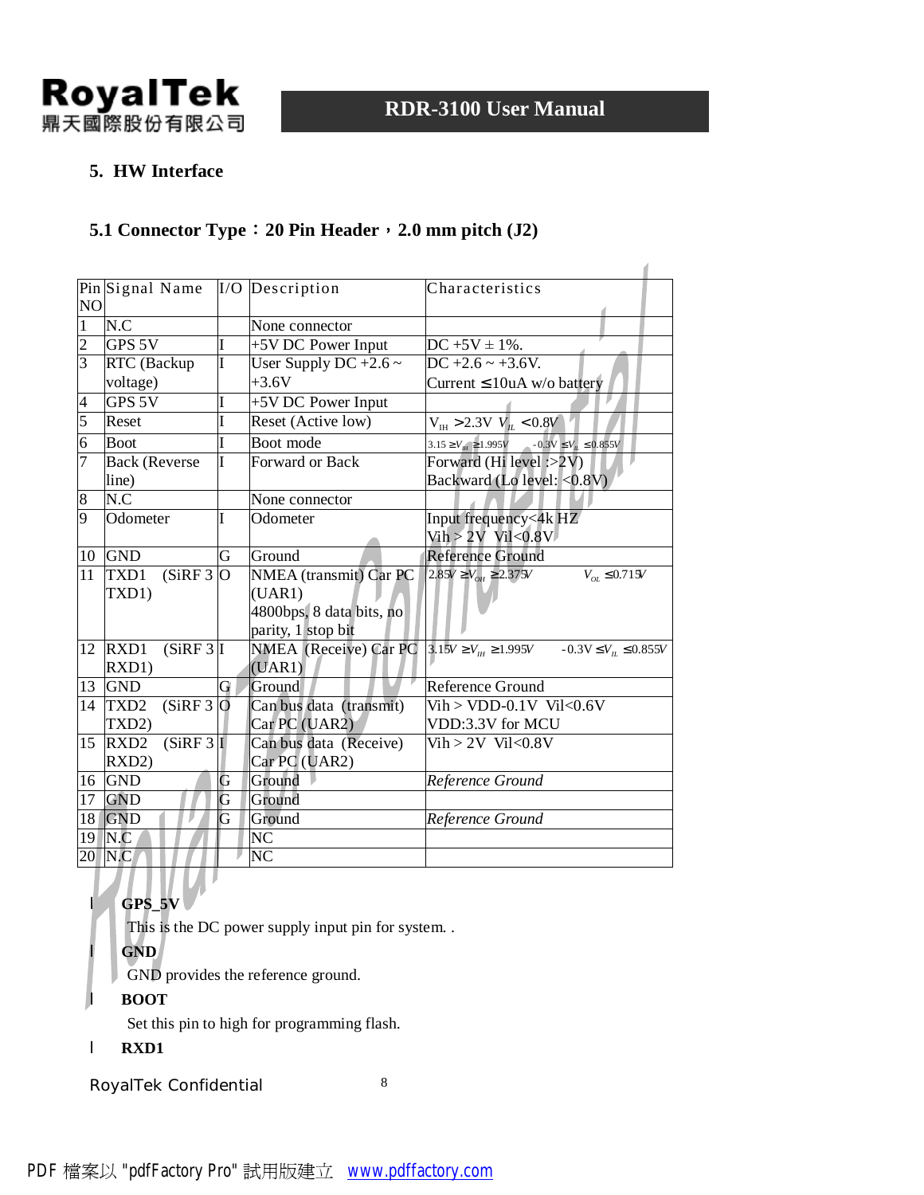## 5. HW Interface

### 5.1 Connector Type：20 Pin Header，2.0 mm pitch (J2)

| Pin NO | Signal Name | I/O | Description | Characteristics |
|---|---|---|---|---|
| 1 | N.C | | None connector | |
| 2 | GPS 5V | I | +5V DC Power Input | DC +5V ± 1%. |
| 3 | RTC (Backup voltage) | I | User Supply DC +2.6 ~ +3.6V | DC +2.6 ~ +3.6V. Current ≤ 10uA w/o battery |
| 4 | GPS 5V | I | +5V DC Power Input | |
| 5 | Reset | I | Reset (Active low) | $V_{IH} > 2.3V$ $V_{IL} < 0.8V$ |
| 6 | Boot | I | Boot mode | $3.15 \geq V_{IH} \geq 1.995V$ $-0.3V \leq V_{IL} \leq 0.855V$ |
| 7 | Back (Reverse line) | I | Forward or Back | Forward (Hi level :>2V) Backward (Lo level: <0.8V) |
| 8 | N.C | | None connector | |
| 9 | Odometer | I | Odometer | Input frequency<4k HZ Vih > 2V Vil<0.8V |
| 10 | GND | G | Ground | Reference Ground |
| 11 | TXD1 (SiRF 3 TXD1) | O | NMEA (transmit) Car PC (UAR1) 4800bps, 8 data bits, no parity, 1 stop bit | $2.85V \geq V_{OH} \geq 2.375V$ $V_{OL} \leq 0.715V$ |
| 12 | RXD1 (SiRF 3 RXD1) | I | NMEA (Receive) Car PC (UAR1) | $3.15V \geq V_{IH} \geq 1.995V$ $-0.3V \leq V_{IL} \leq 0.855V$ |
| 13 | GND | G | Ground | Reference Ground |
| 14 | TXD2 (SiRF 3 TXD2) | O | Can bus data (transmit) Car PC (UAR2) | Vih > VDD-0.1V Vil<0.6V VDD:3.3V for MCU |
| 15 | RXD2 (SiRF 3 RXD2) | I | Can bus data (Receive) Car PC (UAR2) | Vih > 2V Vil<0.8V |
| 16 | GND | G | Ground | *Reference Ground* |
| 17 | GND | G | Ground | |
| 18 | GND | G | Ground | *Reference Ground* |
| 19 | N.C | | NC | |
| 20 | N.C | | NC | |

- **GPS_5V**
  This is the DC power supply input pin for system. .
- **GND**
  GND provides the reference ground.
- **BOOT**
  Set this pin to high for programming flash.
- **RXD1**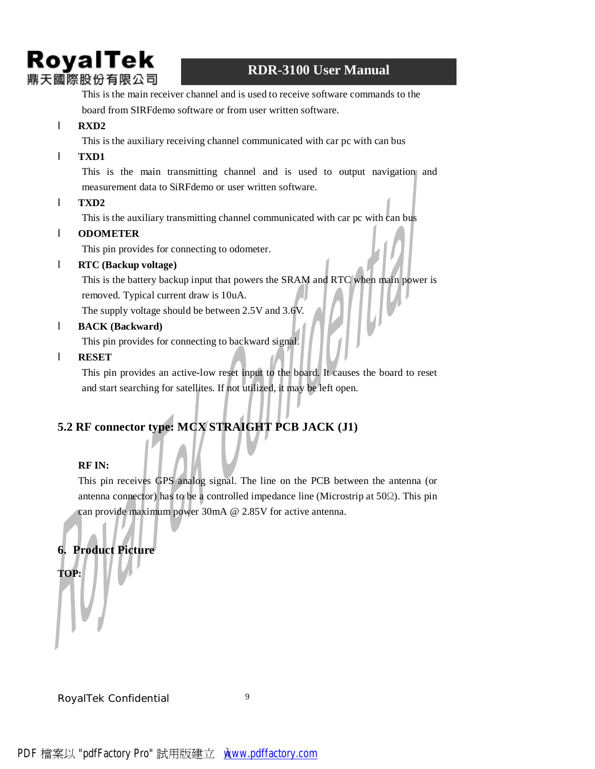This is the main receiver channel and is used to receive software commands to the board from SIRFdemo software or from user written software.

- **RXD2**

  This is the auxiliary receiving channel communicated with car pc with can bus

- **TXD1**

  This is the main transmitting channel and is used to output navigation and measurement data to SiRFdemo or user written software.

- **TXD2**

  This is the auxiliary transmitting channel communicated with car pc with can bus

- **ODOMETER**

  This pin provides for connecting to odometer.

- **RTC (Backup voltage)**

  This is the battery backup input that powers the SRAM and RTC when main power is removed. Typical current draw is 10uA.

  The supply voltage should be between 2.5V and 3.6V.

- **BACK (Backward)**

  This pin provides for connecting to backward signal.

- **RESET**

  This pin provides an active-low reset input to the board. It causes the board to reset and start searching for satellites. If not utilized, it may be left open.

## 5.2 RF connector type: MCX STRAIGHT PCB JACK (J1)

**RF IN:**

This pin receives GPS analog signal. The line on the PCB between the antenna (or antenna connector) has to be a controlled impedance line (Microstrip at 50Ω). This pin can provide maximum power 30mA @ 2.85V for active antenna.

# 6. Product Picture

**TOP:**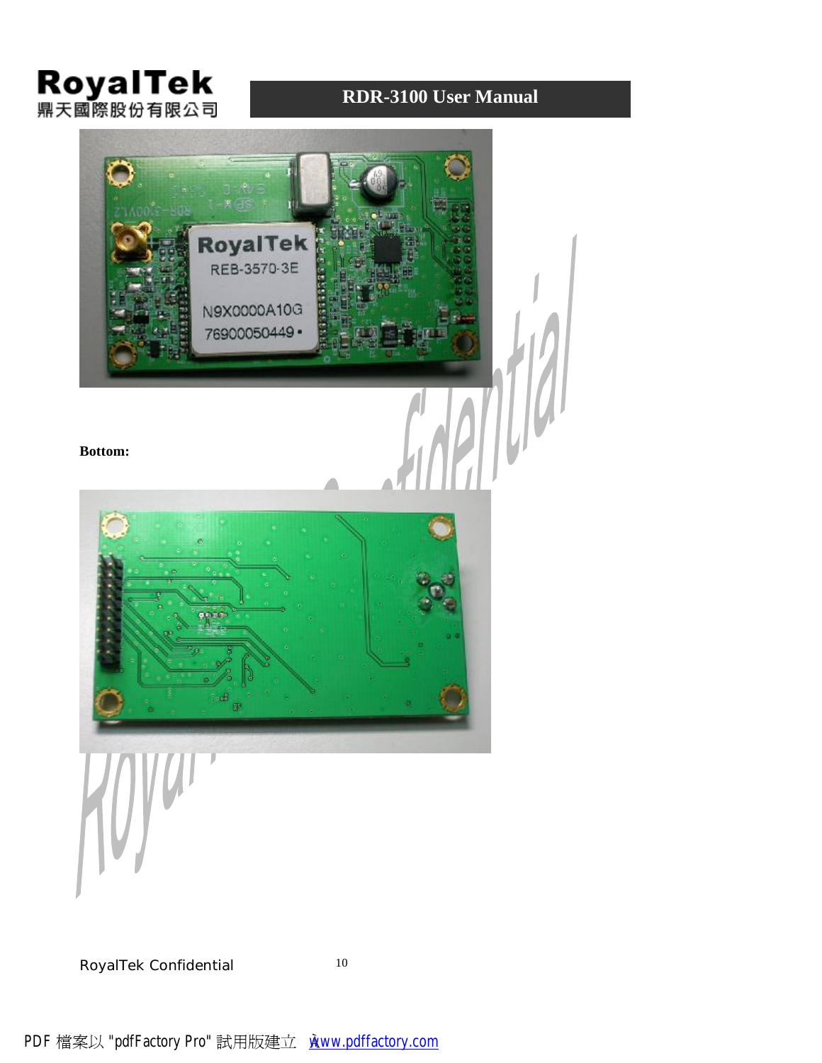**Bottom:**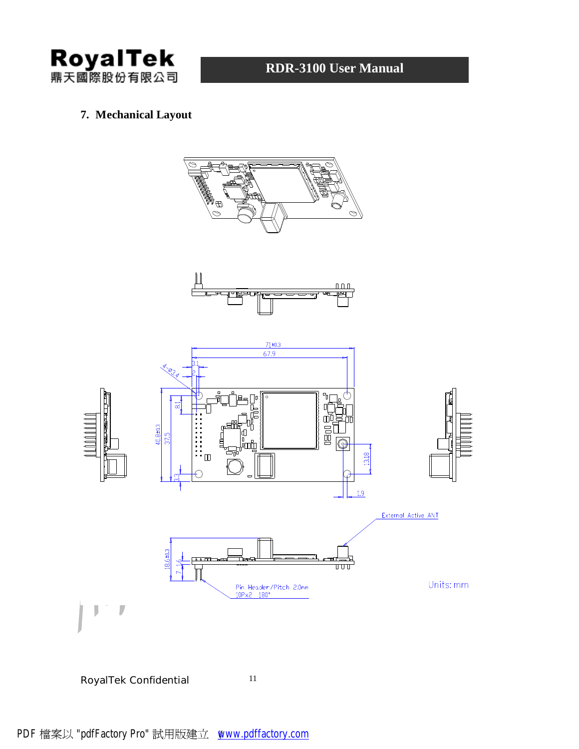## 7. Mechanical Layout

71±0.3

67.9

3.1

2

4-Ø3.4

8.1

40.8±0.3

37.5

3.3

13.18

1.9

External Active ANT

18.6±0.3

7.16

Pin Header/Pitch 2.0mm
10Px2 180°

Units: mm

RoyalTek Confidential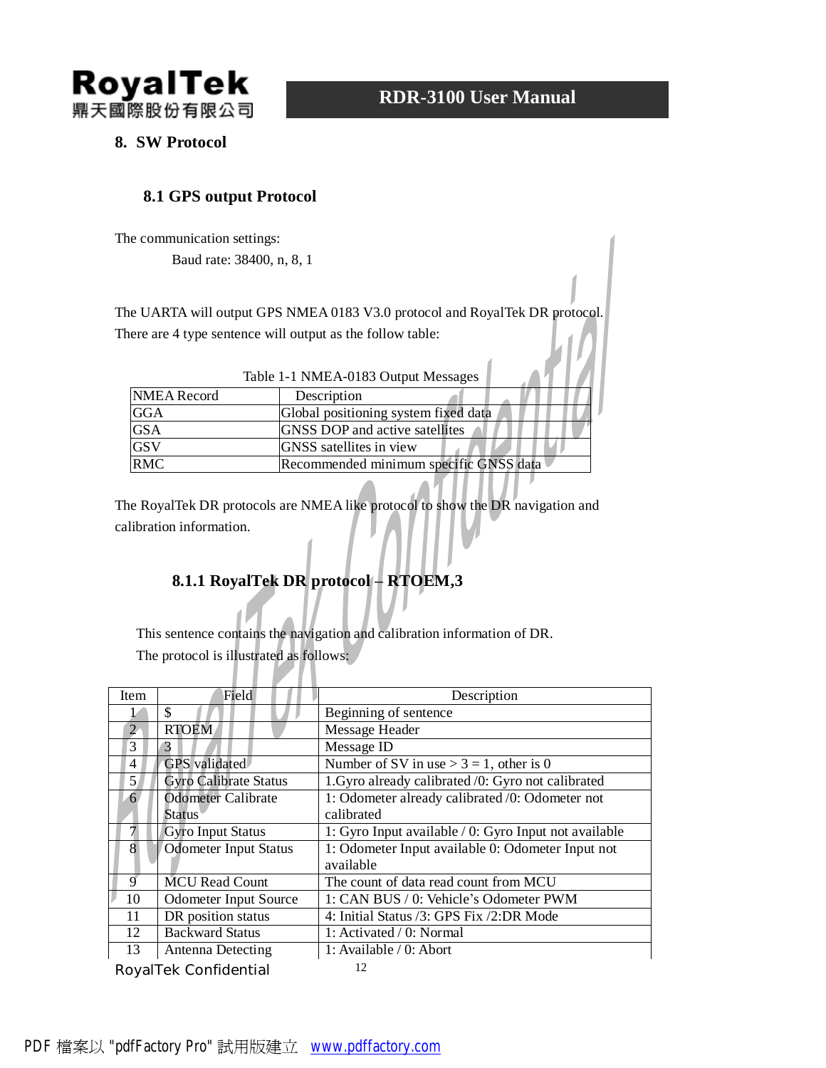## 8. SW Protocol

### 8.1 GPS output Protocol

The communication settings:

Baud rate: 38400, n, 8, 1

The UARTA will output GPS NMEA 0183 V3.0 protocol and RoyalTek DR protocol. There are 4 type sentence will output as the follow table:

Table 1-1 NMEA-0183 Output Messages

| NMEA Record | Description |
|---|---|
| GGA | Global positioning system fixed data |
| GSA | GNSS DOP and active satellites |
| GSV | GNSS satellites in view |
| RMC | Recommended minimum specific GNSS data |

The RoyalTek DR protocols are NMEA like protocol to show the DR navigation and calibration information.

#### 8.1.1 RoyalTek DR protocol – RTOEM,3

This sentence contains the navigation and calibration information of DR. The protocol is illustrated as follows:

| Item | Field | Description |
|---|---|---|
| 1 | $ | Beginning of sentence |
| 2 | RTOEM | Message Header |
| 3 | 3 | Message ID |
| 4 | GPS validated | Number of SV in use > 3 = 1, other is 0 |
| 5 | Gyro Calibrate Status | 1.Gyro already calibrated /0: Gyro not calibrated |
| 6 | Odometer Calibrate Status | 1: Odometer already calibrated /0: Odometer not calibrated |
| 7 | Gyro Input Status | 1: Gyro Input available / 0: Gyro Input not available |
| 8 | Odometer Input Status | 1: Odometer Input available 0: Odometer Input not available |
| 9 | MCU Read Count | The count of data read count from MCU |
| 10 | Odometer Input Source | 1: CAN BUS / 0: Vehicle's Odometer PWM |
| 11 | DR position status | 4: Initial Status /3: GPS Fix /2:DR Mode |
| 12 | Backward Status | 1: Activated / 0: Normal |
| 13 | Antenna Detecting | 1: Available / 0: Abort |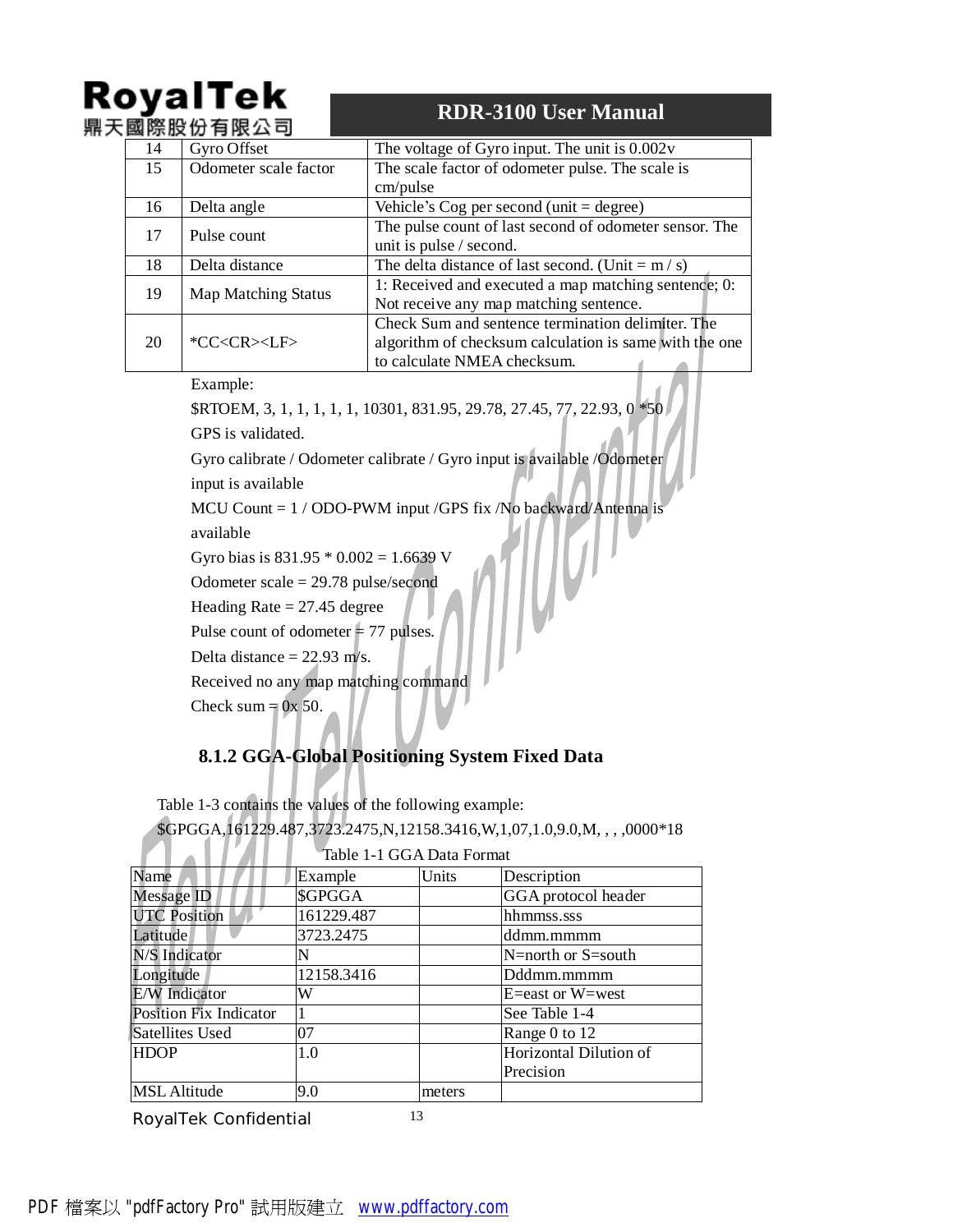| 14 | Gyro Offset | The voltage of Gyro input. The unit is 0.002v |
|---|---|---|
| 15 | Odometer scale factor | The scale factor of odometer pulse. The scale is cm/pulse |
| 16 | Delta angle | Vehicle's Cog per second (unit = degree) |
| 17 | Pulse count | The pulse count of last second of odometer sensor. The unit is pulse / second. |
| 18 | Delta distance | The delta distance of last second. (Unit = m / s) |
| 19 | Map Matching Status | 1: Received and executed a map matching sentence; 0: Not receive any map matching sentence. |
| 20 | *CC<CR><LF> | Check Sum and sentence termination delimiter. The algorithm of checksum calculation is same with the one to calculate NMEA checksum. |

Example:

$RTOEM, 3, 1, 1, 1, 1, 1, 10301, 831.95, 29.78, 27.45, 77, 22.93, 0 *50

GPS is validated.

Gyro calibrate / Odometer calibrate / Gyro input is available /Odometer input is available

MCU Count = 1 / ODO-PWM input /GPS fix /No backward/Antenna is available

Gyro bias is 831.95 * 0.002 = 1.6639 V

Odometer scale = 29.78 pulse/second

Heading Rate = 27.45 degree

Pulse count of odometer = 77 pulses.

Delta distance = 22.93 m/s.

Received no any map matching command

Check sum = 0x 50.

### 8.1.2 GGA-Global Positioning System Fixed Data

Table 1-3 contains the values of the following example:

$GPGGA,161229.487,3723.2475,N,12158.3416,W,1,07,1.0,9.0,M, , , ,0000*18

Table 1-1 GGA Data Format

| Name | Example | Units | Description |
|---|---|---|---|
| Message ID | $GPGGA | | GGA protocol header |
| UTC Position | 161229.487 | | hhmmss.sss |
| Latitude | 3723.2475 | | ddmm.mmmm |
| N/S Indicator | N | | N=north or S=south |
| Longitude | 12158.3416 | | Dddmm.mmmm |
| E/W Indicator | W | | E=east or W=west |
| Position Fix Indicator | 1 | | See Table 1-4 |
| Satellites Used | 07 | | Range 0 to 12 |
| HDOP | 1.0 | | Horizontal Dilution of Precision |
| MSL Altitude | 9.0 | meters | |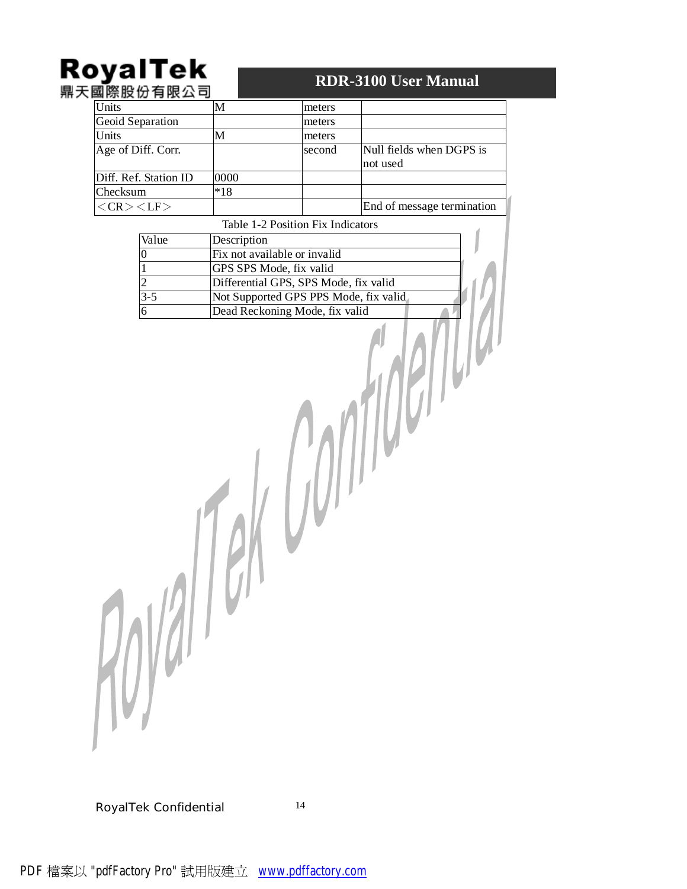| Units | M | meters | |
|---|---|---|---|
| Geoid Separation | | meters | |
| Units | M | meters | |
| Age of Diff. Corr. | | second | Null fields when DGPS is not used |
| Diff. Ref. Station ID | 0000 | | |
| Checksum | *18 | | |
| <CR><LF> | | | End of message termination |

Table 1-2 Position Fix Indicators

| Value | Description |
|---|---|
| 0 | Fix not available or invalid |
| 1 | GPS SPS Mode, fix valid |
| 2 | Differential GPS, SPS Mode, fix valid |
| 3-5 | Not Supported GPS PPS Mode, fix valid |
| 6 | Dead Reckoning Mode, fix valid |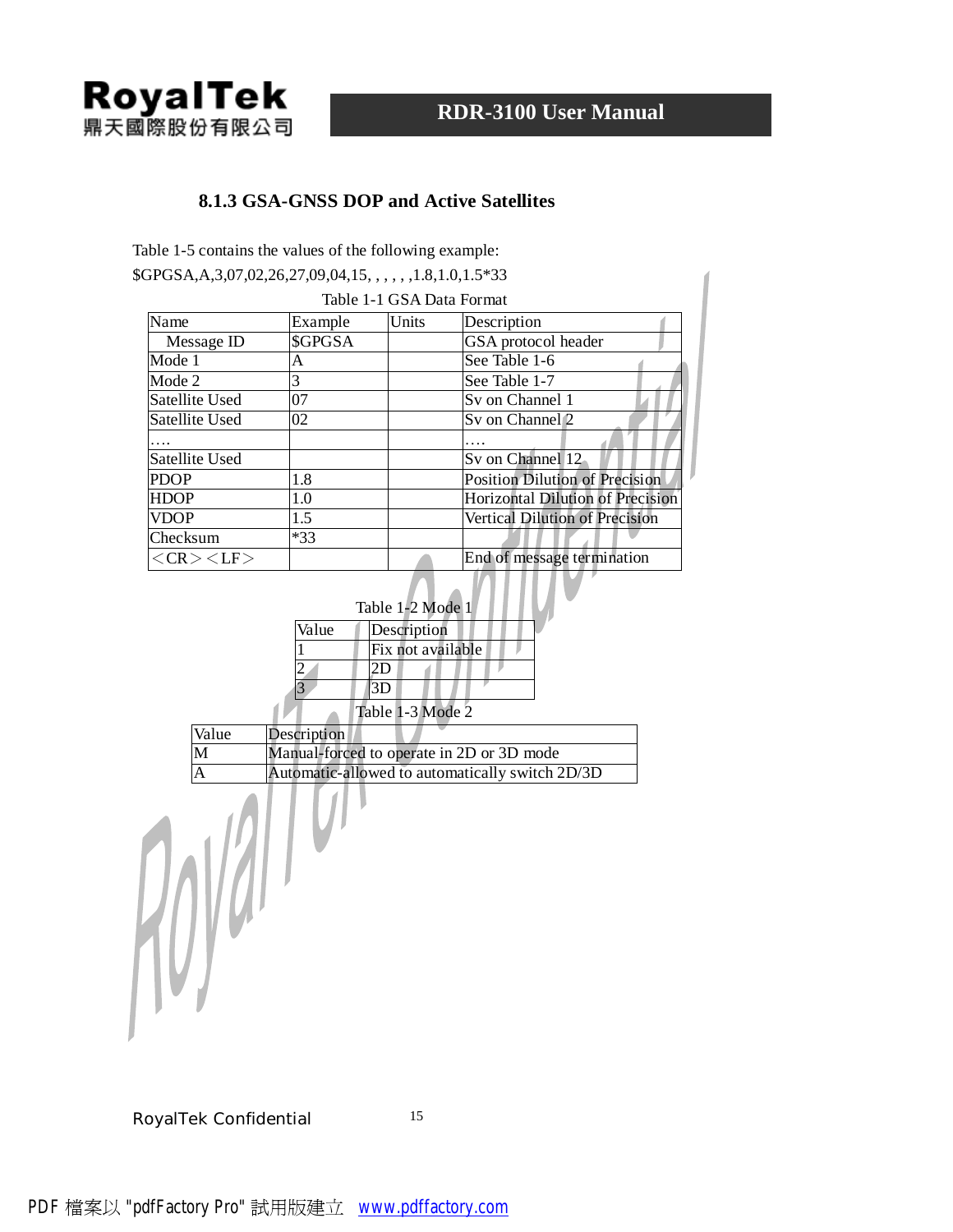### 8.1.3 GSA-GNSS DOP and Active Satellites

Table 1-5 contains the values of the following example:

$GPGSA,A,3,07,02,26,27,09,04,15, , , , , ,1.8,1.0,1.5*33

Table 1-1 GSA Data Format

| Name | Example | Units | Description |
|---|---|---|---|
| Message ID | $GPGSA | | GSA protocol header |
| Mode 1 | A | | See Table 1-6 |
| Mode 2 | 3 | | See Table 1-7 |
| Satellite Used | 07 | | Sv on Channel 1 |
| Satellite Used | 02 | | Sv on Channel 2 |
| …. | | | …. |
| Satellite Used | | | Sv on Channel 12 |
| PDOP | 1.8 | | Position Dilution of Precision |
| HDOP | 1.0 | | Horizontal Dilution of Precision |
| VDOP | 1.5 | | Vertical Dilution of Precision |
| Checksum | *33 | | |
| ＜CR＞＜LF＞ | | | End of message termination |

Table 1-2 Mode 1

| Value | Description |
|---|---|
| 1 | Fix not available |
| 2 | 2D |
| 3 | 3D |

Table 1-3 Mode 2

| Value | Description |
|---|---|
| M | Manual-forced to operate in 2D or 3D mode |
| A | Automatic-allowed to automatically switch 2D/3D |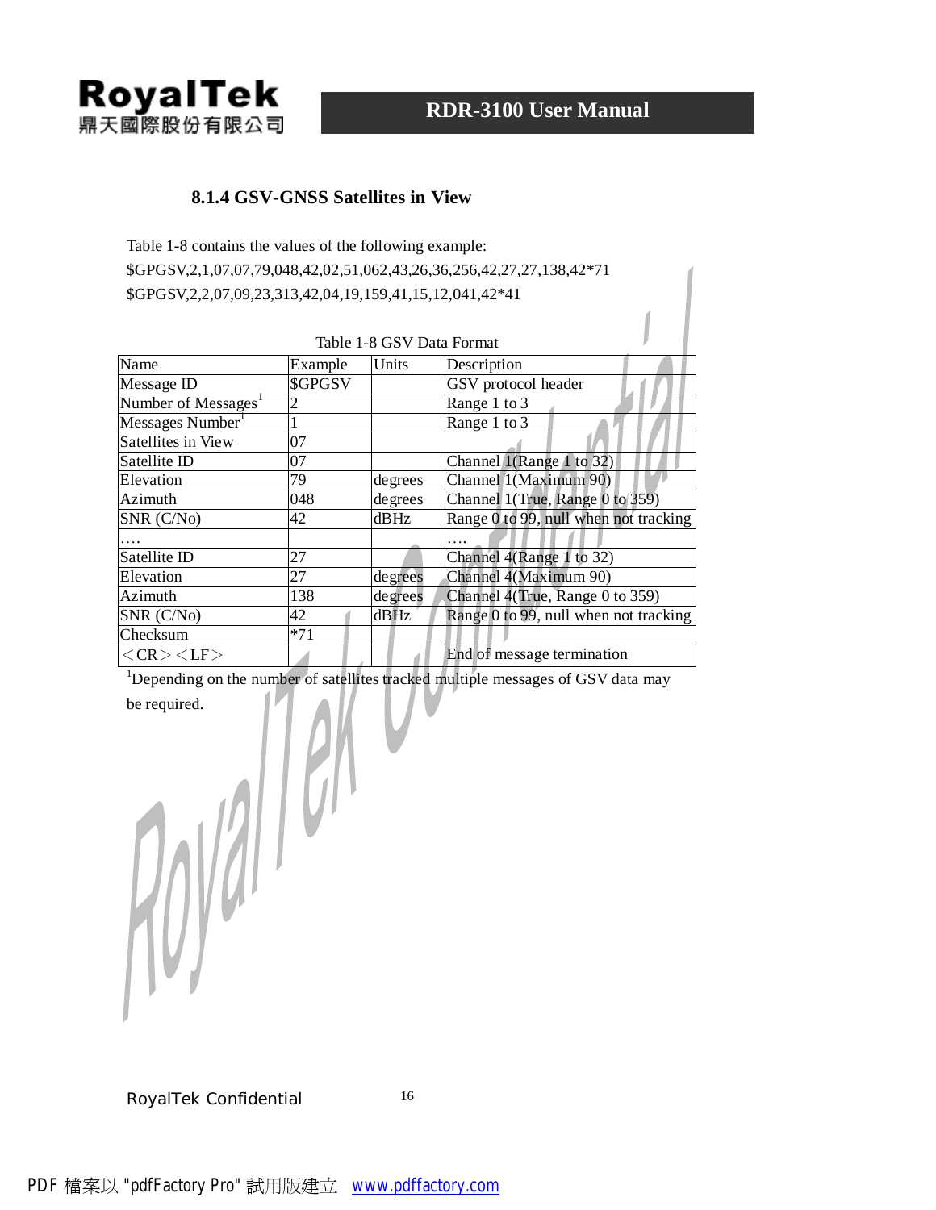### 8.1.4 GSV-GNSS Satellites in View

Table 1-8 contains the values of the following example:

$GPGSV,2,1,07,07,79,048,42,02,51,062,43,26,36,256,42,27,27,138,42*71

$GPGSV,2,2,07,09,23,313,42,04,19,159,41,15,12,041,42*41

Table 1-8 GSV Data Format

| Name | Example | Units | Description |
|---|---|---|---|
| Message ID | $GPGSV | | GSV protocol header |
| Number of Messages[1] | 2 | | Range 1 to 3 |
| Messages Number[1] | 1 | | Range 1 to 3 |
| Satellites in View | 07 | | |
| Satellite ID | 07 | | Channel 1(Range 1 to 32) |
| Elevation | 79 | degrees | Channel 1(Maximum 90) |
| Azimuth | 048 | degrees | Channel 1(True, Range 0 to 359) |
| SNR (C/No) | 42 | dBHz | Range 0 to 99, null when not tracking |
| …. | | | …. |
| Satellite ID | 27 | | Channel 4(Range 1 to 32) |
| Elevation | 27 | degrees | Channel 4(Maximum 90) |
| Azimuth | 138 | degrees | Channel 4(True, Range 0 to 359) |
| SNR (C/No) | 42 | dBHz | Range 0 to 99, null when not tracking |
| Checksum | *71 | | |
| <CR><LF> | | | End of message termination |

[1]Depending on the number of satellites tracked multiple messages of GSV data may be required.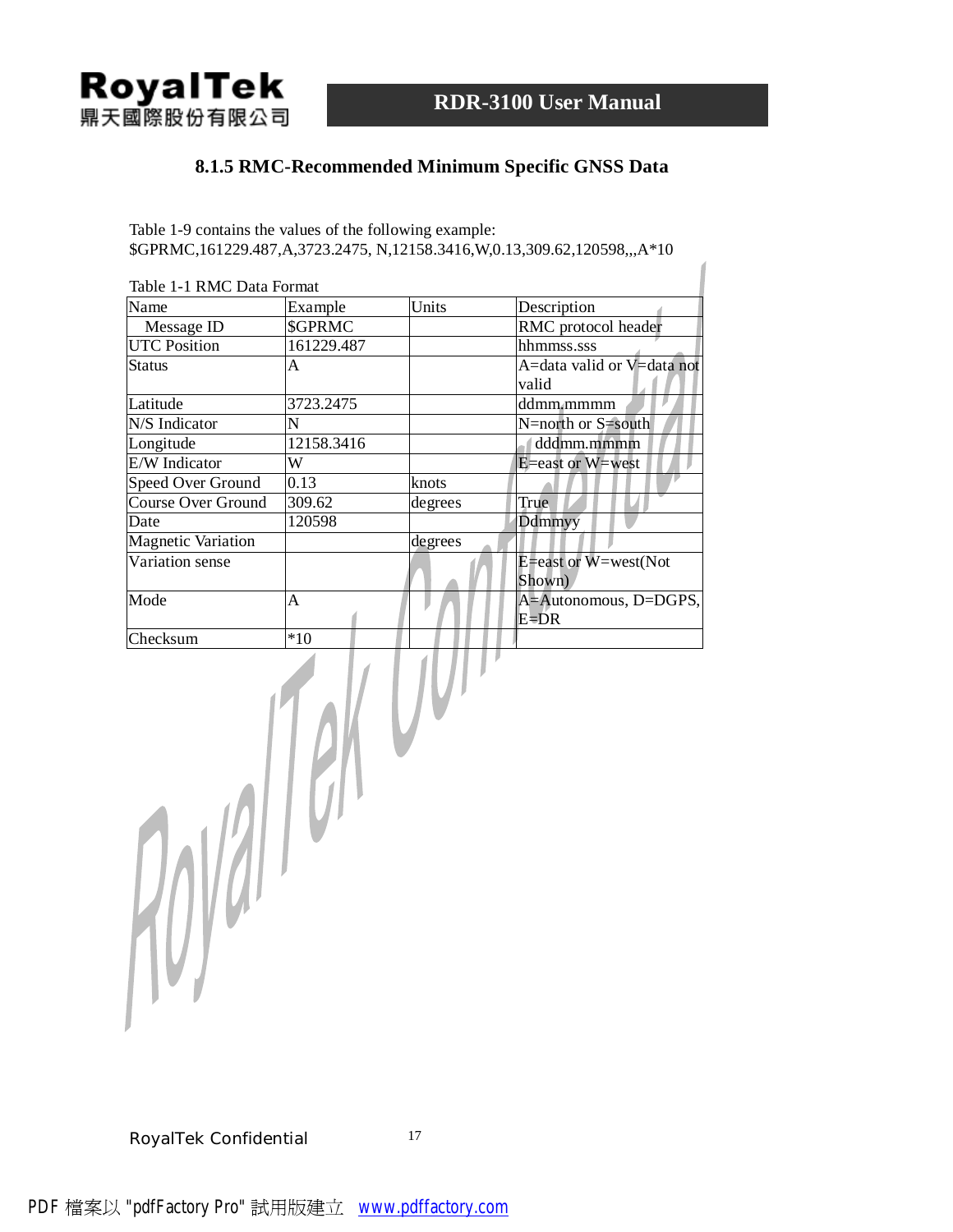### 8.1.5 RMC-Recommended Minimum Specific GNSS Data

Table 1-9 contains the values of the following example:
$GPRMC,161229.487,A,3723.2475, N,12158.3416,W,0.13,309.62,120598,,,A*10

Table 1-1 RMC Data Format

| Name | Example | Units | Description |
|---|---|---|---|
| Message ID | $GPRMC | | RMC protocol header |
| UTC Position | 161229.487 | | hhmmss.sss |
| Status | A | | A=data valid or V=data not valid |
| Latitude | 3723.2475 | | ddmm.mmmm |
| N/S Indicator | N | | N=north or S=south |
| Longitude | 12158.3416 | | dddmm.mmmm |
| E/W Indicator | W | | E=east or W=west |
| Speed Over Ground | 0.13 | knots | |
| Course Over Ground | 309.62 | degrees | True |
| Date | 120598 | | Ddmmyy |
| Magnetic Variation | | degrees | |
| Variation sense | | | E=east or W=west(Not Shown) |
| Mode | A | | A=Autonomous, D=DGPS, E=DR |
| Checksum | *10 | | |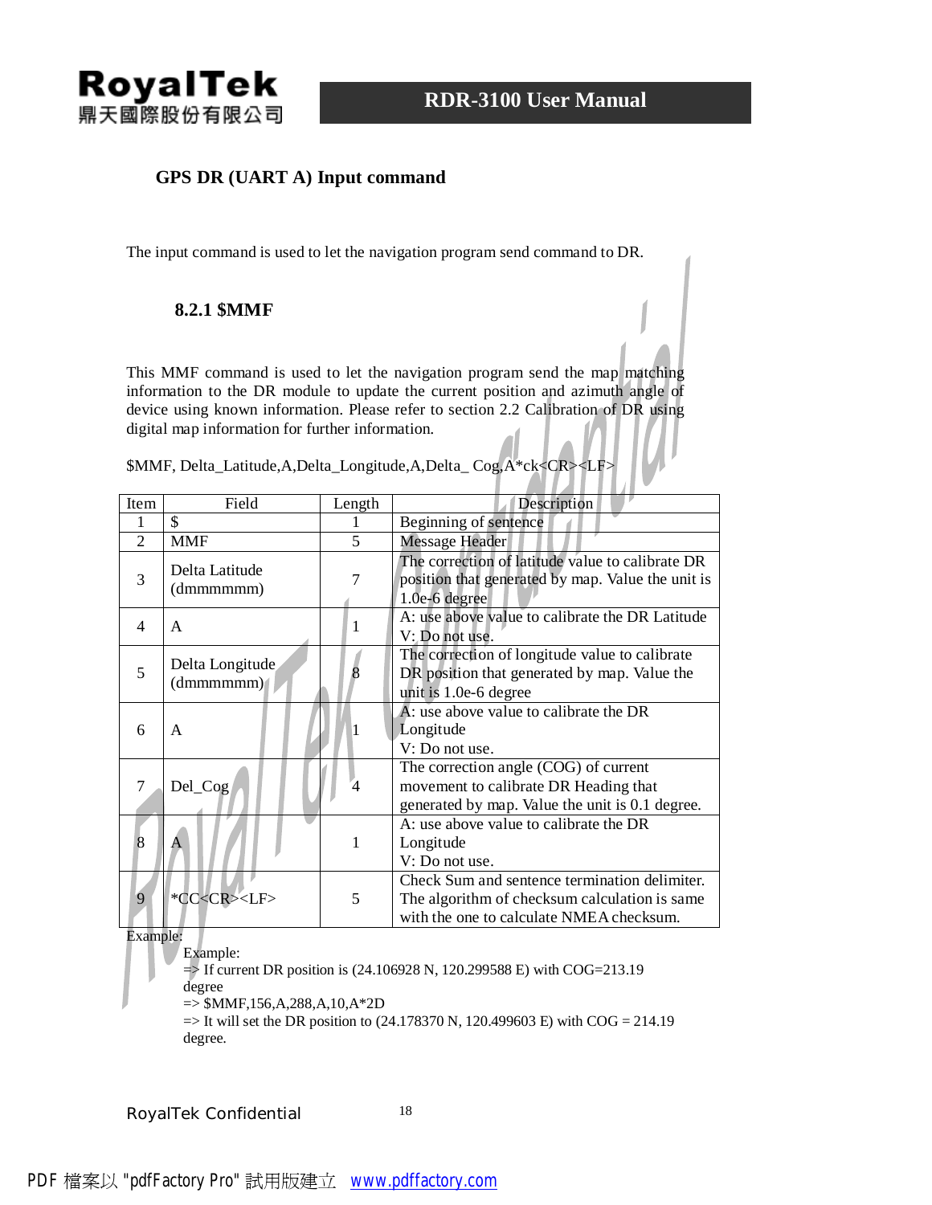## GPS DR (UART A) Input command

The input command is used to let the navigation program send command to DR.

### 8.2.1 $MMF

This MMF command is used to let the navigation program send the map matching information to the DR module to update the current position and azimuth angle of device using known information. Please refer to section 2.2 Calibration of DR using digital map information for further information.

$MMF, Delta_Latitude,A,Delta_Longitude,A,Delta_ Cog,A*ck<CR><LF>

| Item | Field | Length | Description |
|---|---|---|---|
| 1 | $ | 1 | Beginning of sentence |
| 2 | MMF | 5 | Message Header |
| 3 | Delta Latitude (dmmmmmm) | 7 | The correction of latitude value to calibrate DR position that generated by map. Value the unit is 1.0e-6 degree |
| 4 | A | 1 | A: use above value to calibrate the DR Latitude<br>V: Do not use. |
| 5 | Delta Longitude (dmmmmmm) | 8 | The correction of longitude value to calibrate DR position that generated by map. Value the unit is 1.0e-6 degree |
| 6 | A | 1 | A: use above value to calibrate the DR Longitude<br>V: Do not use. |
| 7 | Del_Cog | 4 | The correction angle (COG) of current movement to calibrate DR Heading that generated by map. Value the unit is 0.1 degree. |
| 8 | A | 1 | A: use above value to calibrate the DR Longitude<br>V: Do not use. |
| 9 | *CC<CR><LF> | 5 | Check Sum and sentence termination delimiter. The algorithm of checksum calculation is same with the one to calculate NMEA checksum. |

Example:

Example:
=> If current DR position is (24.106928 N, 120.299588 E) with COG=213.19 degree
=> $MMF,156,A,288,A,10,A*2D
=> It will set the DR position to (24.178370 N, 120.499603 E) with COG = 214.19 degree.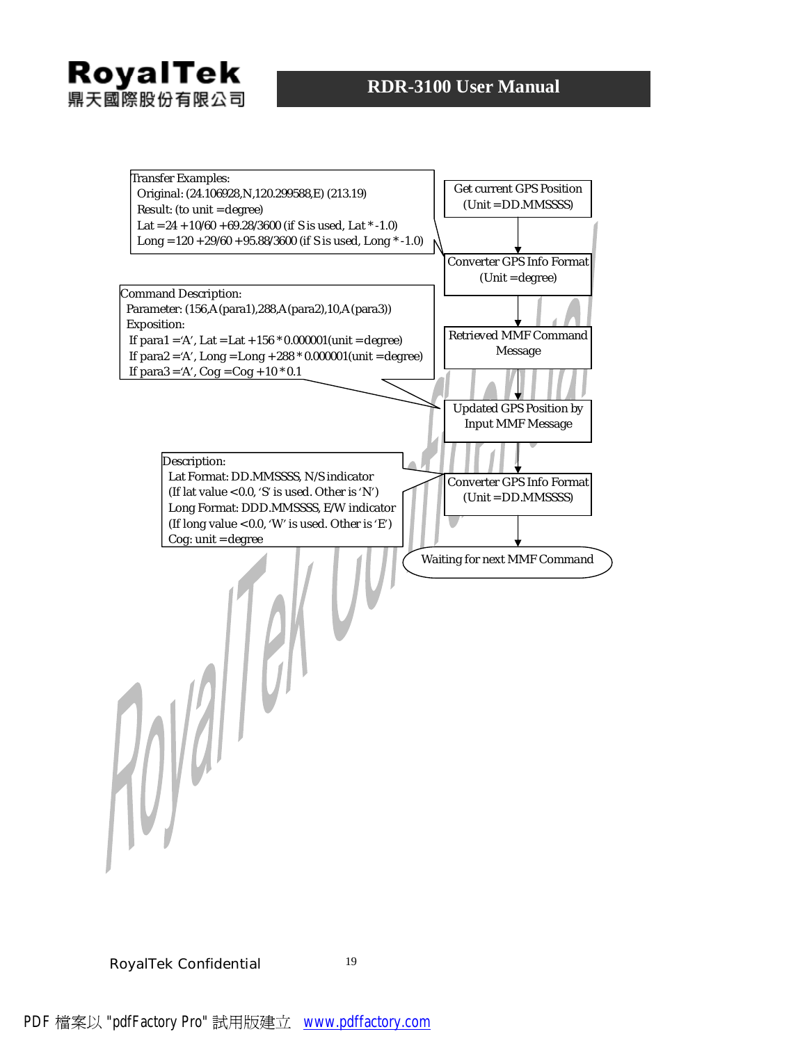Transfer Examples:
Original: (24.106928,N,120.299588,E) (213.19)
Result: (to unit = degree)
Lat = 24 + 10/60 + 69.28/3600 (if S is used, Lat * -1.0)
Long = 120 + 29/60 + 95.88/3600 (if S is used, Long * -1.0)

Command Description:
Parameter: (156,A(para1),288,A(para2),10,A(para3))
Exposition:
If para1 = 'A', Lat = Lat + 156 * 0.000001(unit = degree)
If para2 = 'A', Long = Long + 288 * 0.000001(unit = degree)
If para3 = 'A', Cog = Cog + 10 * 0.1

Description:
Lat Format: DD.MMSSSS, N/S indicator
(If lat value < 0.0, 'S' is used. Other is 'N')
Long Format: DDD.MMSSSS, E/W indicator
(If long value < 0.0, 'W' is used. Other is 'E')
Cog: unit = degree

Flow:

1. Get current GPS Position (Unit = DD.MMSSSS)
2. Converter GPS Info Format (Unit = degree)
3. Retrieved MMF Command Message
4. Updated GPS Position by Input MMF Message
5. Converter GPS Info Format (Unit = DD.MMSSSS)
6. Waiting for next MMF Command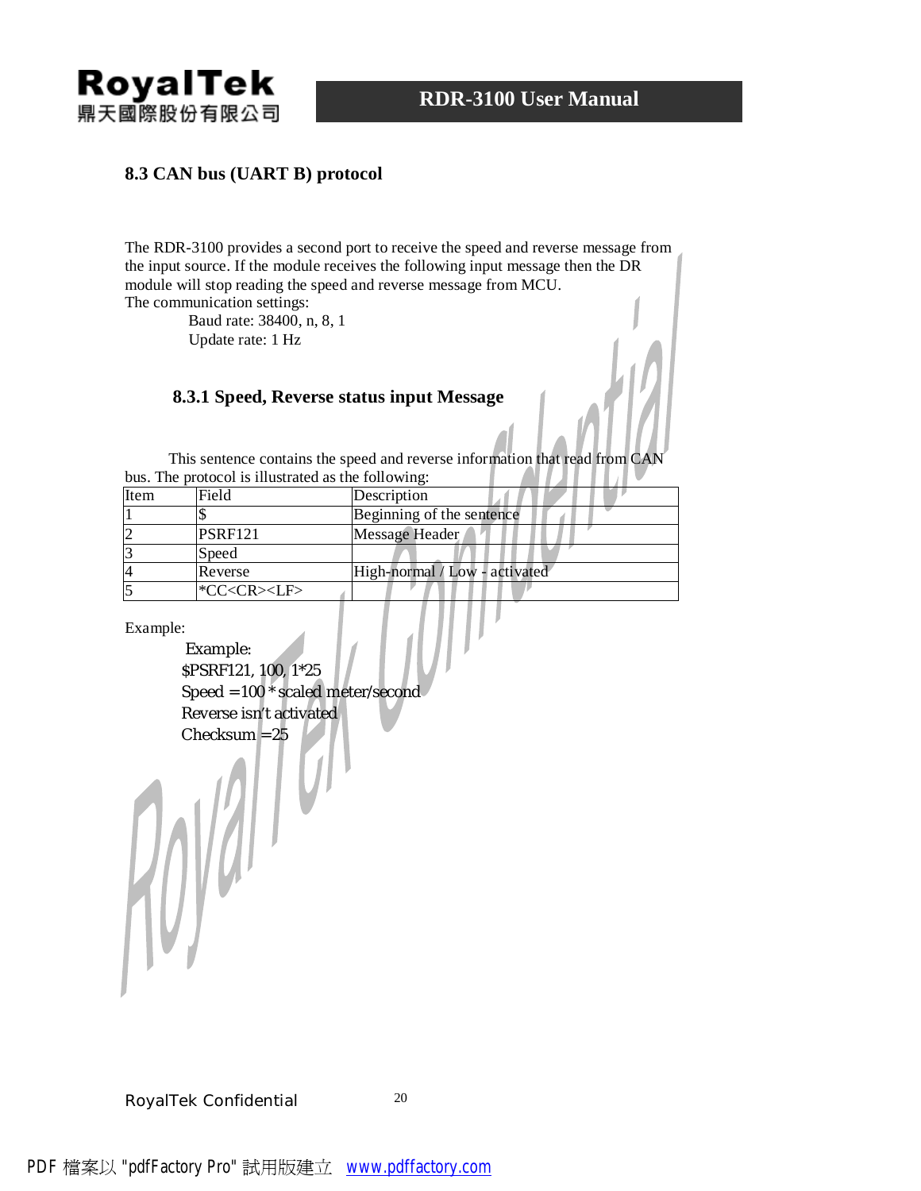## 8.3 CAN bus (UART B) protocol

The RDR-3100 provides a second port to receive the speed and reverse message from the input source. If the module receives the following input message then the DR module will stop reading the speed and reverse message from MCU.
The communication settings:

Baud rate: 38400, n, 8, 1
Update rate: 1 Hz

### 8.3.1 Speed, Reverse status input Message

This sentence contains the speed and reverse information that read from CAN bus. The protocol is illustrated as the following:

| Item | Field | Description |
|---|---|---|
| 1 | $ | Beginning of the sentence |
| 2 | PSRF121 | Message Header |
| 3 | Speed | |
| 4 | Reverse | High-normal / Low - activated |
| 5 | *CC<CR><LF> | |

Example:

Example:
$PSRF121, 100, 1*25
Speed = 100 * scaled meter/second
Reverse isn't activated
Checksum = 25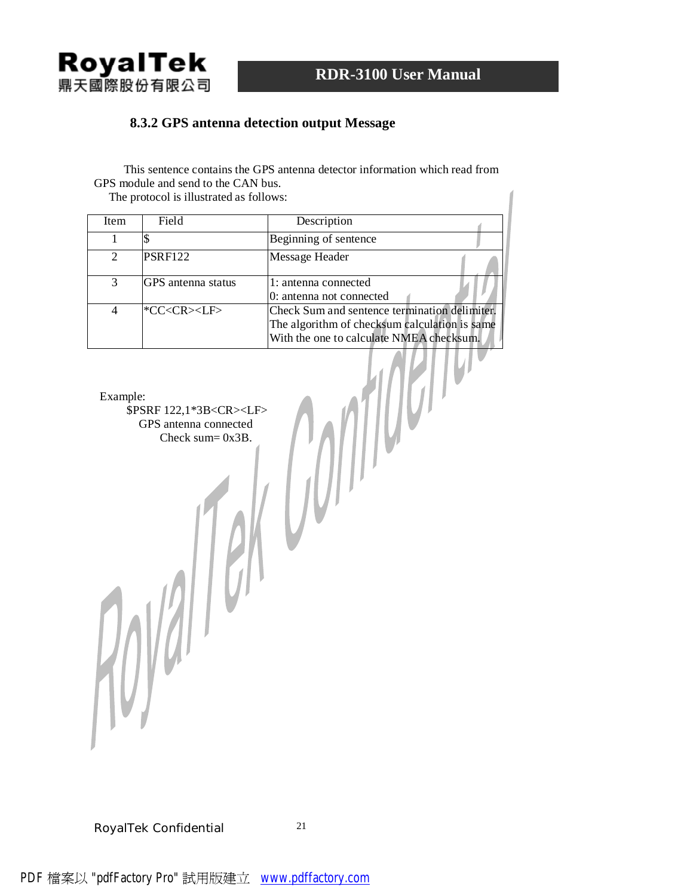### 8.3.2 GPS antenna detection output Message

This sentence contains the GPS antenna detector information which read from GPS module and send to the CAN bus.

The protocol is illustrated as follows:

| Item | Field | Description |
|---|---|---|
| 1 | $ | Beginning of sentence |
| 2 | PSRF122 | Message Header |
| 3 | GPS antenna status | 1: antenna connected<br>0: antenna not connected |
| 4 | *CC<CR><LF> | Check Sum and sentence termination delimiter. The algorithm of checksum calculation is same With the one to calculate NMEA checksum. |

Example:

$PSRF 122,1*3B<CR><LF>

GPS antenna connected

Check sum= 0x3B.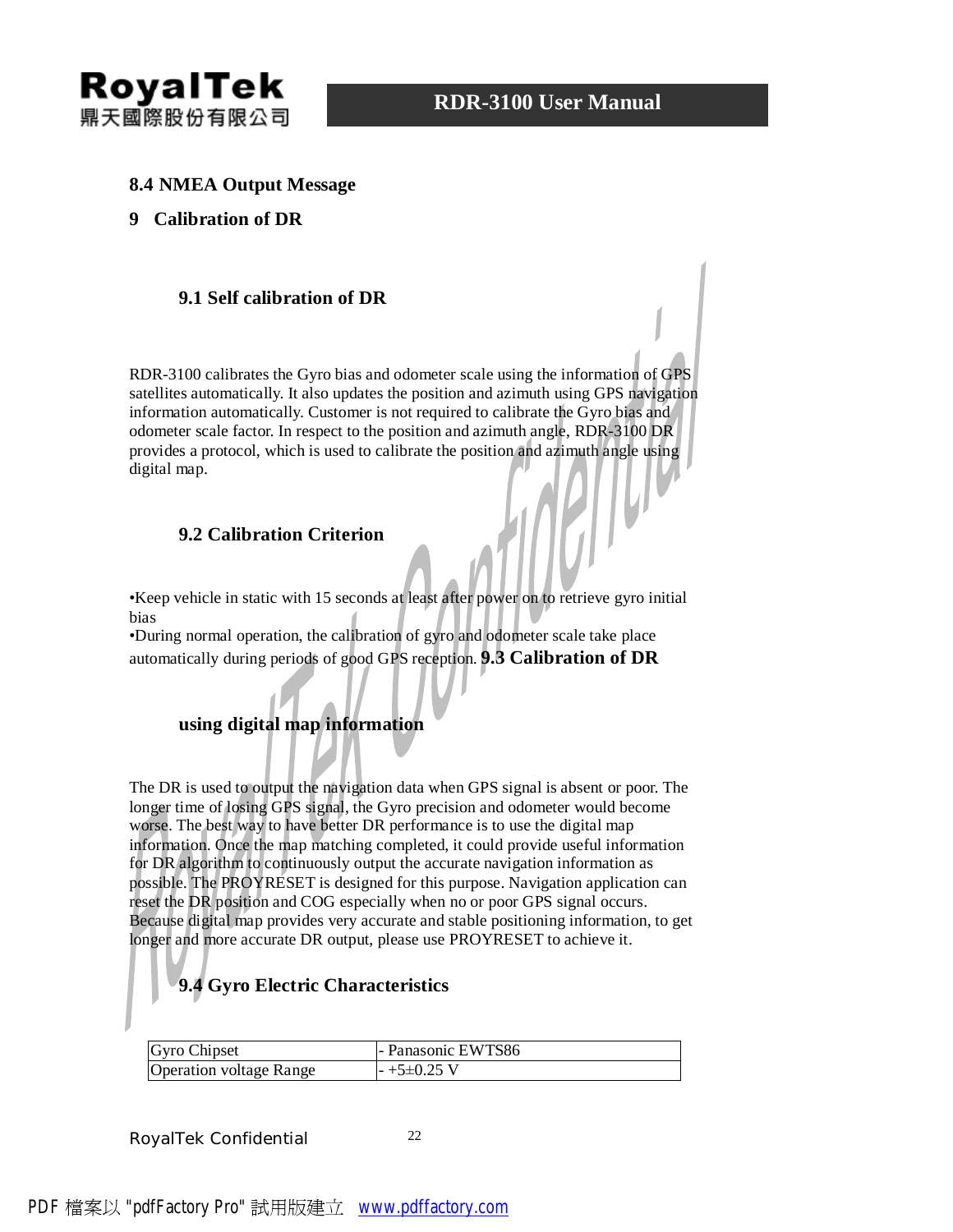## 8.4 NMEA Output Message

# 9 Calibration of DR

### 9.1 Self calibration of DR

RDR-3100 calibrates the Gyro bias and odometer scale using the information of GPS satellites automatically. It also updates the position and azimuth using GPS navigation information automatically. Customer is not required to calibrate the Gyro bias and odometer scale factor. In respect to the position and azimuth angle, RDR-3100 DR provides a protocol, which is used to calibrate the position and azimuth angle using digital map.

### 9.2 Calibration Criterion

•Keep vehicle in static with 15 seconds at least after power on to retrieve gyro initial bias
•During normal operation, the calibration of gyro and odometer scale take place automatically during periods of good GPS reception.

### 9.3 Calibration of DR using digital map information

The DR is used to output the navigation data when GPS signal is absent or poor. The longer time of losing GPS signal, the Gyro precision and odometer would become worse. The best way to have better DR performance is to use the digital map information. Once the map matching completed, it could provide useful information for DR algorithm to continuously output the accurate navigation information as possible. The PROYRESET is designed for this purpose. Navigation application can reset the DR position and COG especially when no or poor GPS signal occurs. Because digital map provides very accurate and stable positioning information, to get longer and more accurate DR output, please use PROYRESET to achieve it.

### 9.4 Gyro Electric Characteristics

| Gyro Chipset | - Panasonic EWTS86 |
|---|---|
| Operation voltage Range | - +5±0.25 V |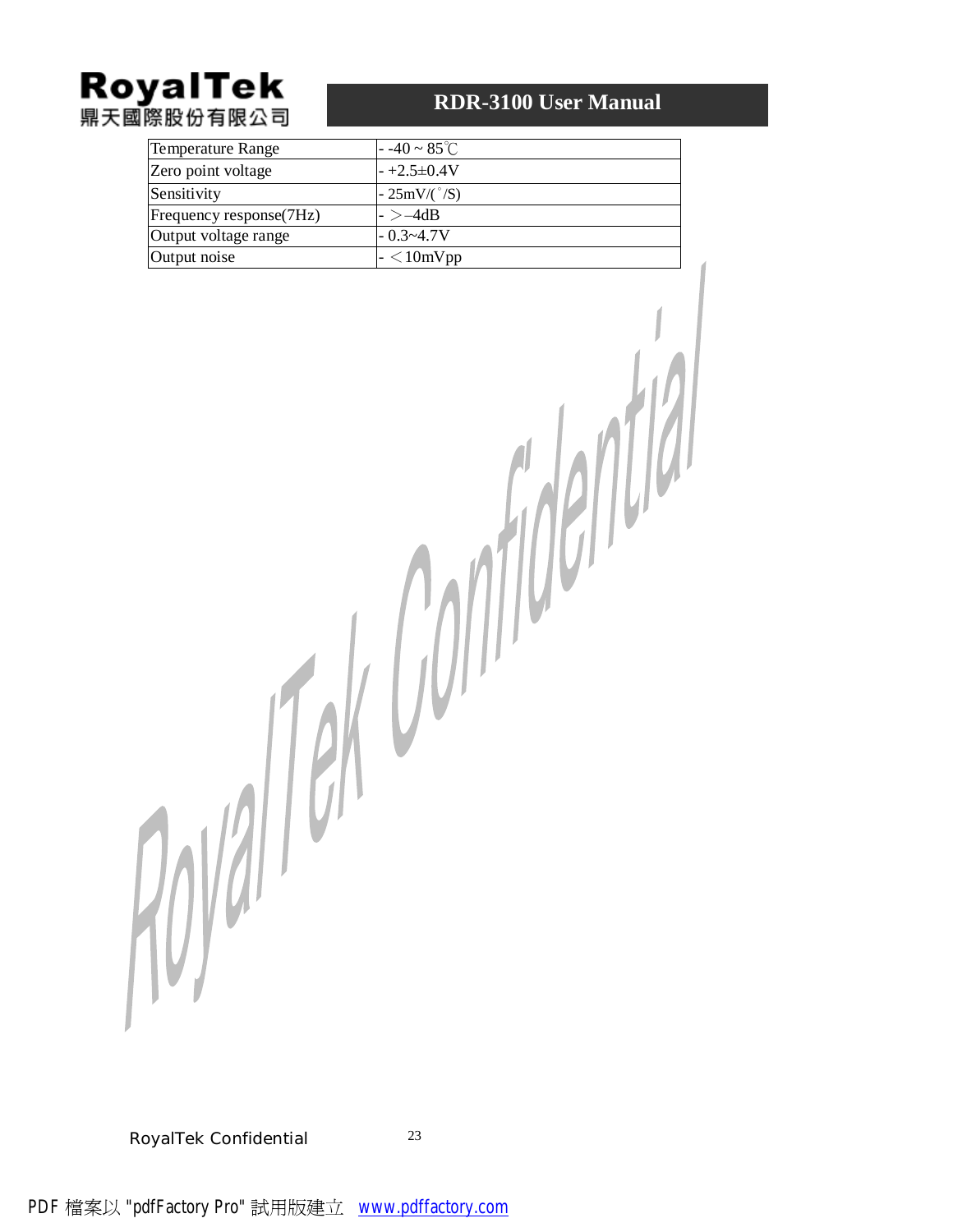| Temperature Range | - -40 ~ 85℃ |
| --- | --- |
| Zero point voltage | - +2.5±0.4V |
| Sensitivity | - 25mV/(˚/S) |
| Frequency response(7Hz) | - ＞–4dB |
| Output voltage range | - 0.3~4.7V |
| Output noise | - ＜10mVpp |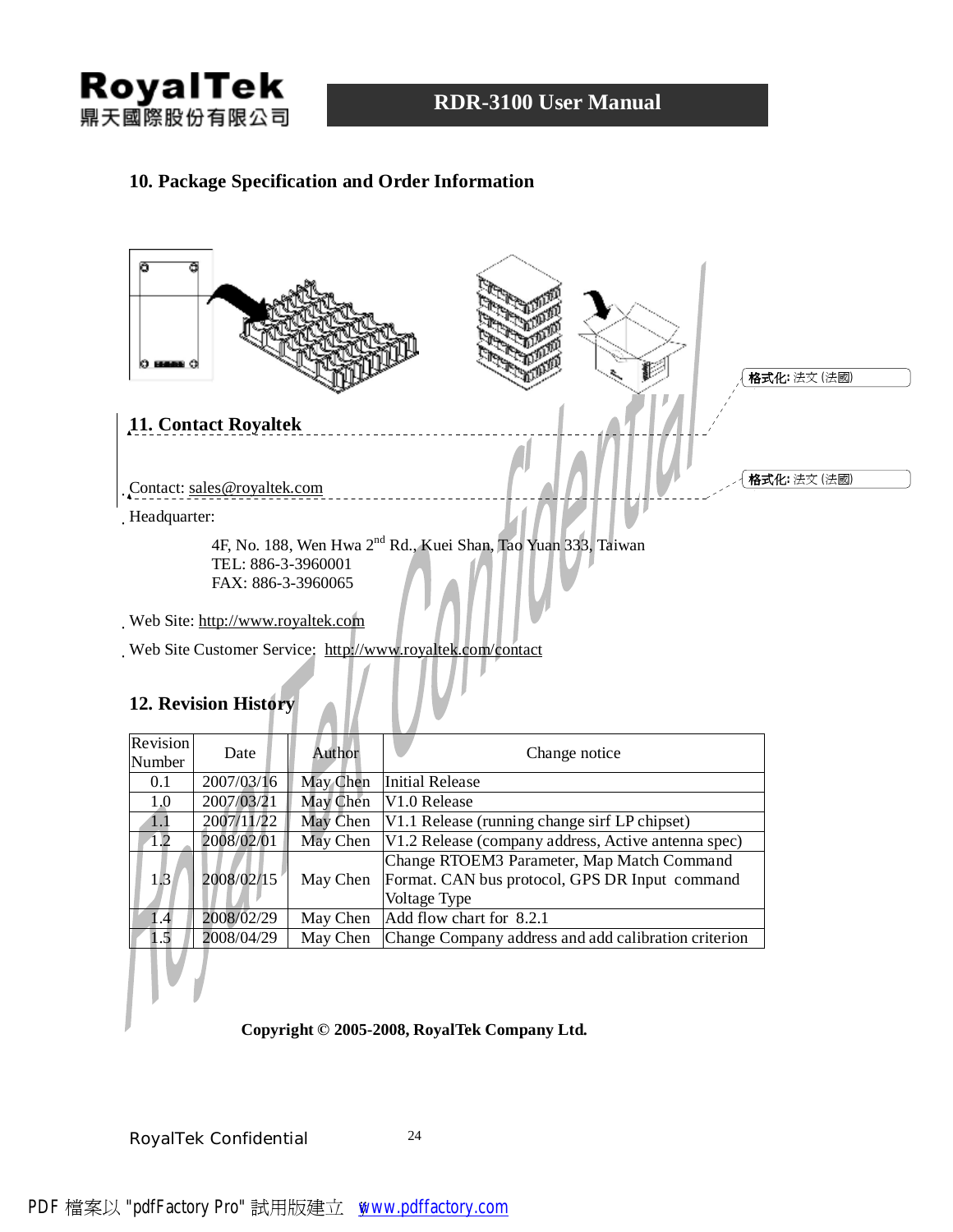## 10. Package Specification and Order Information

## 11. Contact Royaltek

Contact: sales@royaltek.com

Headquarter:

4F, No. 188, Wen Hwa 2nd Rd., Kuei Shan, Tao Yuan 333, Taiwan
TEL: 886-3-3960001
FAX: 886-3-3960065

Web Site: http://www.royaltek.com

Web Site Customer Service: http://www.royaltek.com/contact

## 12. Revision History

| Revision Number | Date | Author | Change notice |
|---|---|---|---|
| 0.1 | 2007/03/16 | May Chen | Initial Release |
| 1.0 | 2007/03/21 | May Chen | V1.0 Release |
| 1.1 | 2007/11/22 | May Chen | V1.1 Release (running change sirf LP chipset) |
| 1.2 | 2008/02/01 | May Chen | V1.2 Release (company address, Active antenna spec) |
| 1.3 | 2008/02/15 | May Chen | Change RTOEM3 Parameter, Map Match Command Format. CAN bus protocol, GPS DR Input command Voltage Type |
| 1.4 | 2008/02/29 | May Chen | Add flow chart for 8.2.1 |
| 1.5 | 2008/04/29 | May Chen | Change Company address and add calibration criterion |

**Copyright © 2005-2008, RoyalTek Company Ltd.**